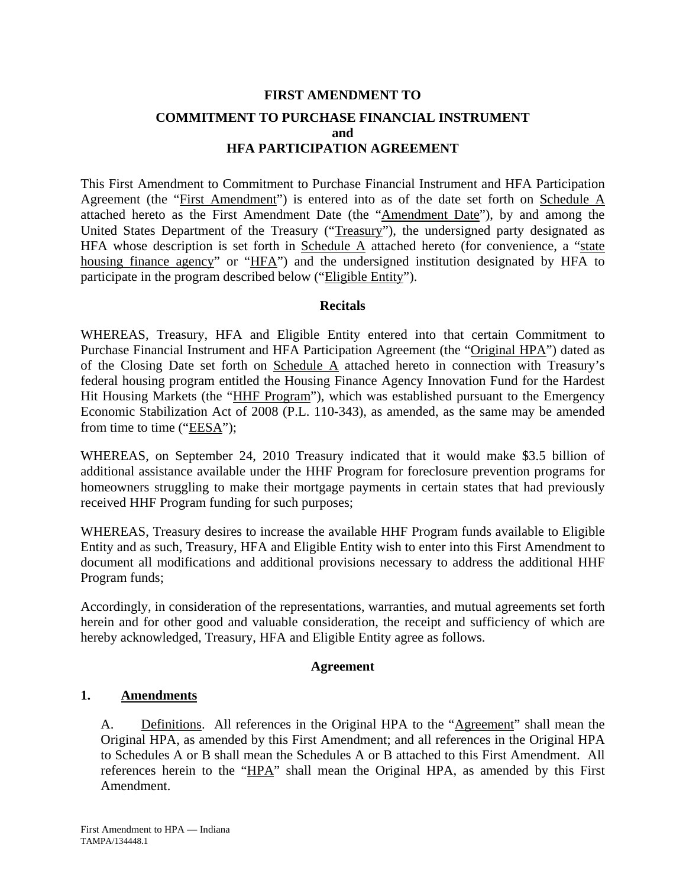# FIRST AMENDMENT TO

## COMMITMENT TO PURCHASE FINANCIAL INSTRUMENT and HFA PARTICIPATION AGREEMENT

This First Amendment to Commitment to Purchase Financial Instrument and HFA Participation Agreement (the "First Amendment") is entered into as of the date set forth on Schedule A attached hereto as the First Amendment Date (the "Amendment Date"), by and among the United States Department of the Treasury ("Treasury"), the undersigned party designated as HFA whose description is set forth in Schedule A attached hereto (for convenience, a "state housing finance agency" or "HFA") and the undersigned institution designated by HFA to participate in the program described below ("Eligible Entity").

**Recitals**

WHEREAS, Treasury, HFA and Eligible Entity entered into that certain Commitment to Purchase Financial Instrument and HFA Participation Agreement (the "Original HPA") dated as of the Closing Date set forth on Schedule A attached hereto in connection with Treasury's federal housing program entitled the Housing Finance Agency Innovation Fund for the Hardest Hit Housing Markets (the "HHF Program"), which was established pursuant to the Emergency Economic Stabilization Act of 2008 (P.L. 110-343), as amended, as the same may be amended from time to time ("EESA");

WHEREAS, on September 24, 2010 Treasury indicated that it would make $3.5 billion of additional assistance available under the HHF Program for foreclosure prevention programs for homeowners struggling to make their mortgage payments in certain states that had previously received HHF Program funding for such purposes;

WHEREAS, Treasury desires to increase the available HHF Program funds available to Eligible Entity and as such, Treasury, HFA and Eligible Entity wish to enter into this First Amendment to document all modifications and additional provisions necessary to address the additional HHF Program funds;

Accordingly, in consideration of the representations, warranties, and mutual agreements set forth herein and for other good and valuable consideration, the receipt and sufficiency of which are hereby acknowledged, Treasury, HFA and Eligible Entity agree as follows.

**Agreement**

**1. Amendments**

A. Definitions. All references in the Original HPA to the "Agreement" shall mean the Original HPA, as amended by this First Amendment; and all references in the Original HPA to Schedules A or B shall mean the Schedules A or B attached to this First Amendment. All references herein to the "HPA" shall mean the Original HPA, as amended by this First Amendment.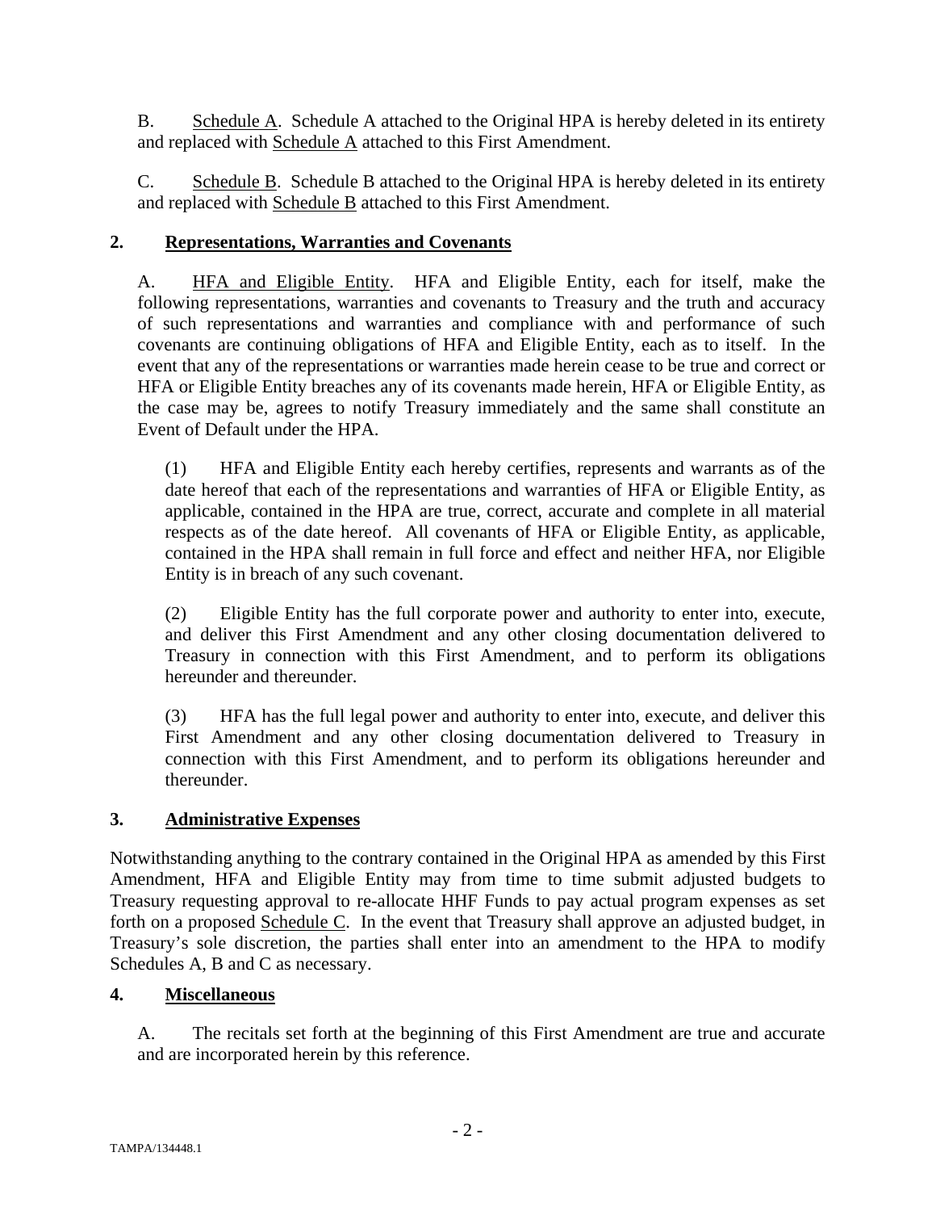B. Schedule A. Schedule A attached to the Original HPA is hereby deleted in its entirety and replaced with Schedule A attached to this First Amendment.

C. Schedule B. Schedule B attached to the Original HPA is hereby deleted in its entirety and replaced with Schedule B attached to this First Amendment.

## 2. Representations, Warranties and Covenants

A. HFA and Eligible Entity. HFA and Eligible Entity, each for itself, make the following representations, warranties and covenants to Treasury and the truth and accuracy of such representations and warranties and compliance with and performance of such covenants are continuing obligations of HFA and Eligible Entity, each as to itself. In the event that any of the representations or warranties made herein cease to be true and correct or HFA or Eligible Entity breaches any of its covenants made herein, HFA or Eligible Entity, as the case may be, agrees to notify Treasury immediately and the same shall constitute an Event of Default under the HPA.

(1) HFA and Eligible Entity each hereby certifies, represents and warrants as of the date hereof that each of the representations and warranties of HFA or Eligible Entity, as applicable, contained in the HPA are true, correct, accurate and complete in all material respects as of the date hereof. All covenants of HFA or Eligible Entity, as applicable, contained in the HPA shall remain in full force and effect and neither HFA, nor Eligible Entity is in breach of any such covenant.

(2) Eligible Entity has the full corporate power and authority to enter into, execute, and deliver this First Amendment and any other closing documentation delivered to Treasury in connection with this First Amendment, and to perform its obligations hereunder and thereunder.

(3) HFA has the full legal power and authority to enter into, execute, and deliver this First Amendment and any other closing documentation delivered to Treasury in connection with this First Amendment, and to perform its obligations hereunder and thereunder.

## 3. Administrative Expenses

Notwithstanding anything to the contrary contained in the Original HPA as amended by this First Amendment, HFA and Eligible Entity may from time to time submit adjusted budgets to Treasury requesting approval to re-allocate HHF Funds to pay actual program expenses as set forth on a proposed Schedule C. In the event that Treasury shall approve an adjusted budget, in Treasury's sole discretion, the parties shall enter into an amendment to the HPA to modify Schedules A, B and C as necessary.

## 4. Miscellaneous

A. The recitals set forth at the beginning of this First Amendment are true and accurate and are incorporated herein by this reference.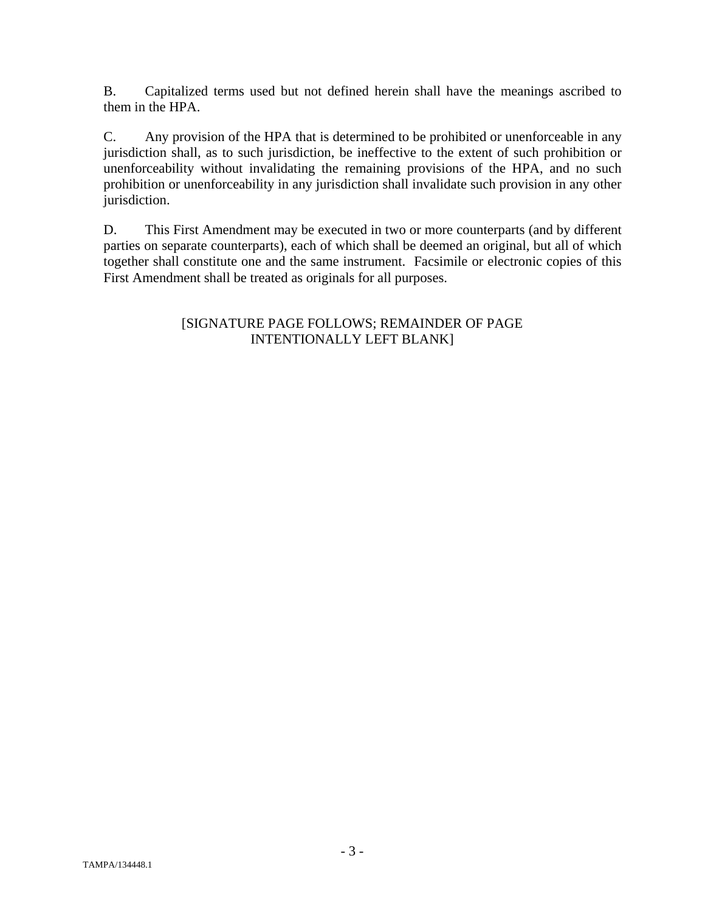B. Capitalized terms used but not defined herein shall have the meanings ascribed to them in the HPA.

C. Any provision of the HPA that is determined to be prohibited or unenforceable in any jurisdiction shall, as to such jurisdiction, be ineffective to the extent of such prohibition or unenforceability without invalidating the remaining provisions of the HPA, and no such prohibition or unenforceability in any jurisdiction shall invalidate such provision in any other jurisdiction.

D. This First Amendment may be executed in two or more counterparts (and by different parties on separate counterparts), each of which shall be deemed an original, but all of which together shall constitute one and the same instrument. Facsimile or electronic copies of this First Amendment shall be treated as originals for all purposes.

[SIGNATURE PAGE FOLLOWS; REMAINDER OF PAGE INTENTIONALLY LEFT BLANK]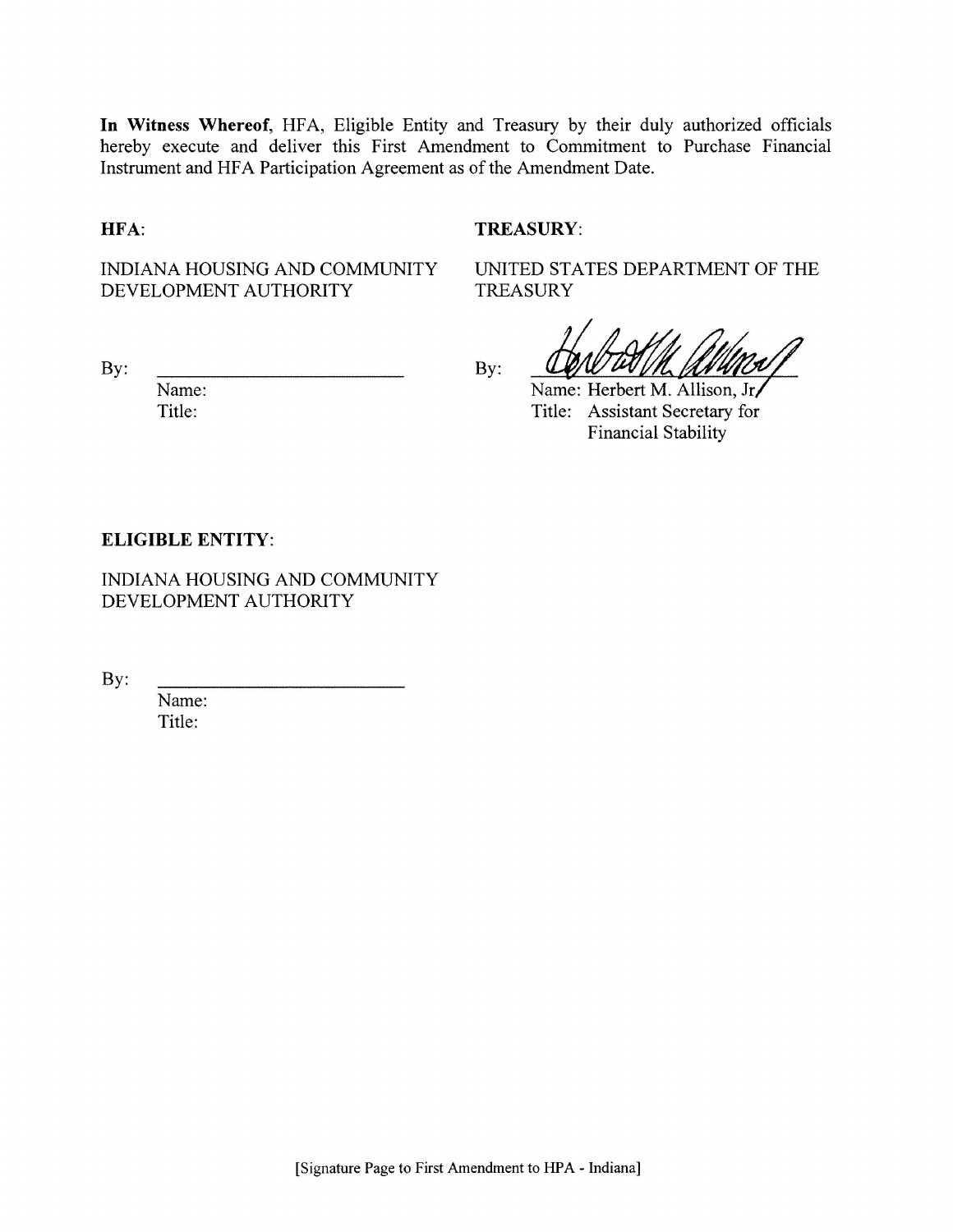**In Witness Whereof**, HFA, Eligible Entity and Treasury by their duly authorized officials hereby execute and deliver this First Amendment to Commitment to Purchase Financial Instrument and HFA Participation Agreement as of the Amendment Date.

**HFA**:

INDIANA HOUSING AND COMMUNITY DEVELOPMENT AUTHORITY

By: \_\_\_\_\_\_\_\_\_\_\_\_\_\_\_\_\_\_\_\_\_\_\_\_\_\_

Name:

Title:

**TREASURY**:

UNITED STATES DEPARTMENT OF THE TREASURY

By: \_\_\_\_\_\_\_\_\_\_\_\_\_\_\_\_\_\_\_\_\_\_\_\_\_\_

Name: Herbert M. Allison, Jr.

Title: Assistant Secretary for Financial Stability

**ELIGIBLE ENTITY**:

INDIANA HOUSING AND COMMUNITY DEVELOPMENT AUTHORITY

By: \_\_\_\_\_\_\_\_\_\_\_\_\_\_\_\_\_\_\_\_\_\_\_\_\_\_

Name:

Title:

[Signature Page to First Amendment to HPA - Indiana]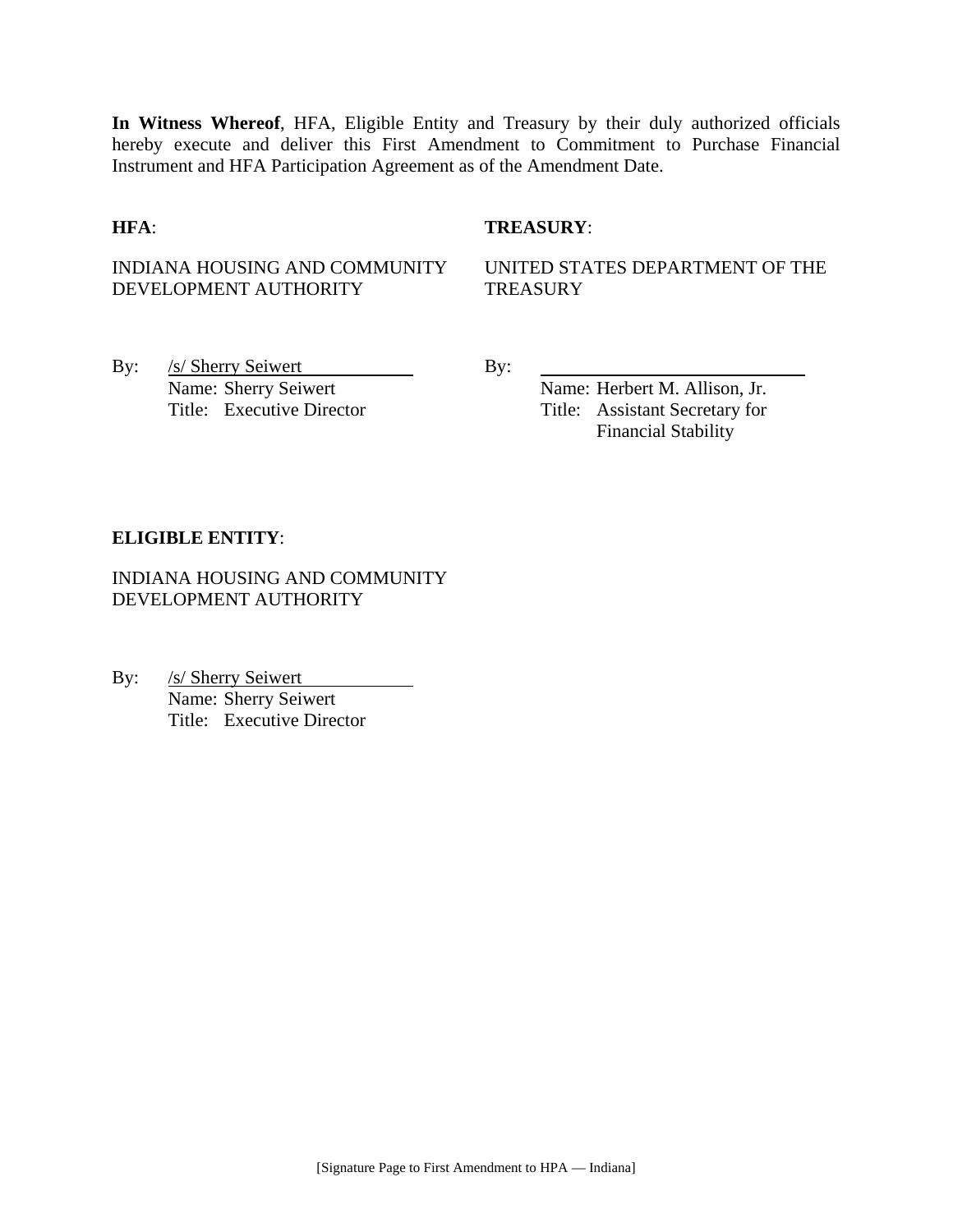**In Witness Whereof**, HFA, Eligible Entity and Treasury by their duly authorized officials hereby execute and deliver this First Amendment to Commitment to Purchase Financial Instrument and HFA Participation Agreement as of the Amendment Date.

**HFA**:

INDIANA HOUSING AND COMMUNITY DEVELOPMENT AUTHORITY

By: /s/ Sherry Seiwert
Name: Sherry Seiwert
Title: Executive Director

**TREASURY**:

UNITED STATES DEPARTMENT OF THE TREASURY

By: ____________________________
Name: Herbert M. Allison, Jr.
Title: Assistant Secretary for Financial Stability

**ELIGIBLE ENTITY**:

INDIANA HOUSING AND COMMUNITY DEVELOPMENT AUTHORITY

By: /s/ Sherry Seiwert
Name: Sherry Seiwert
Title: Executive Director

[Signature Page to First Amendment to HPA — Indiana]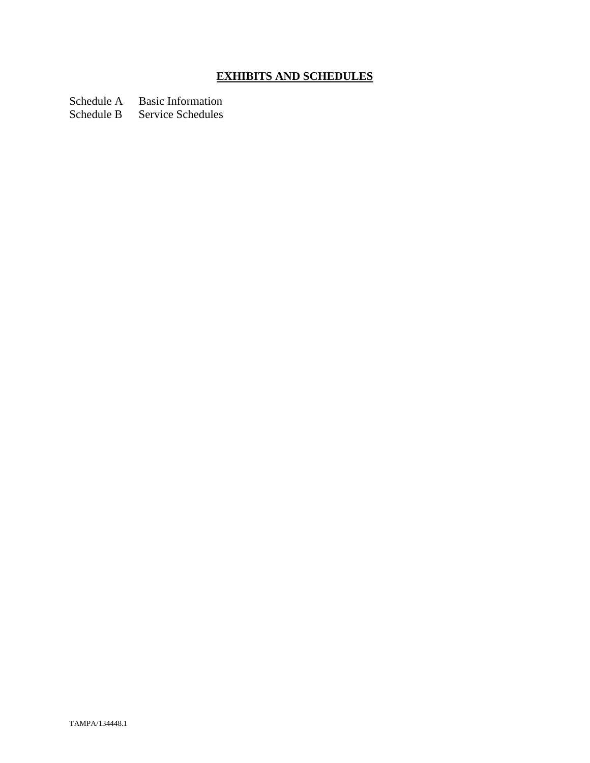# **EXHIBITS AND SCHEDULES**

Schedule A Basic Information
Schedule B Service Schedules

TAMPA/134448.1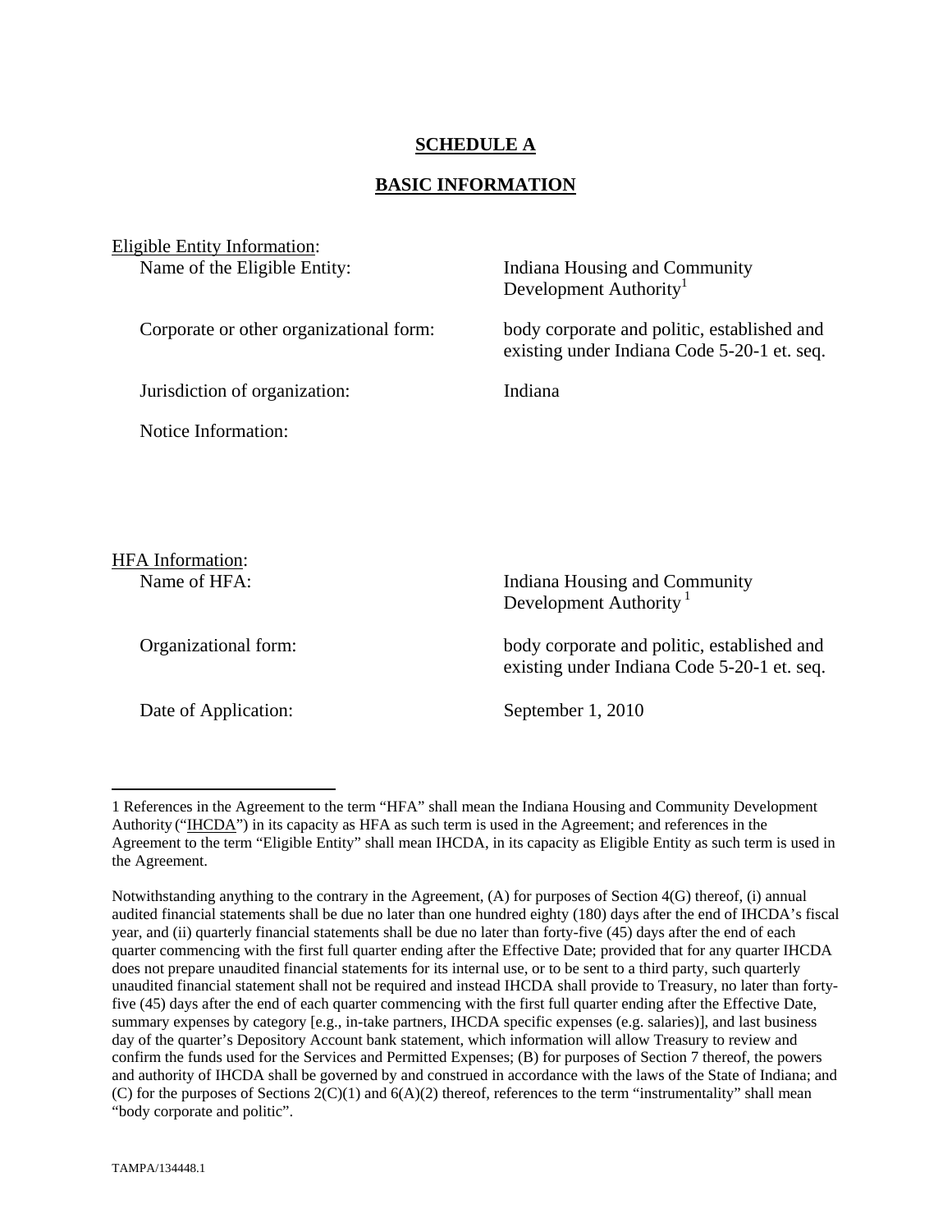**SCHEDULE A**

**BASIC INFORMATION**

Eligible Entity Information:

| | |
|---|---|
| Name of the Eligible Entity: | Indiana Housing and Community Development Authority[1] |
| Corporate or other organizational form: | body corporate and politic, established and existing under Indiana Code 5-20-1 et. seq. |
| Jurisdiction of organization: | Indiana |
| Notice Information: | |

HFA Information:

| | |
|---|---|
| Name of HFA: | Indiana Housing and Community Development Authority [1] |
| Organizational form: | body corporate and politic, established and existing under Indiana Code 5-20-1 et. seq. |
| Date of Application: | September 1, 2010 |

---

1 References in the Agreement to the term "HFA" shall mean the Indiana Housing and Community Development Authority ("IHCDA") in its capacity as HFA as such term is used in the Agreement; and references in the Agreement to the term "Eligible Entity" shall mean IHCDA, in its capacity as Eligible Entity as such term is used in the Agreement.

Notwithstanding anything to the contrary in the Agreement, (A) for purposes of Section 4(G) thereof, (i) annual audited financial statements shall be due no later than one hundred eighty (180) days after the end of IHCDA's fiscal year, and (ii) quarterly financial statements shall be due no later than forty-five (45) days after the end of each quarter commencing with the first full quarter ending after the Effective Date; provided that for any quarter IHCDA does not prepare unaudited financial statements for its internal use, or to be sent to a third party, such quarterly unaudited financial statement shall not be required and instead IHCDA shall provide to Treasury, no later than forty-five (45) days after the end of each quarter commencing with the first full quarter ending after the Effective Date, summary expenses by category [e.g., in-take partners, IHCDA specific expenses (e.g. salaries)], and last business day of the quarter's Depository Account bank statement, which information will allow Treasury to review and confirm the funds used for the Services and Permitted Expenses; (B) for purposes of Section 7 thereof, the powers and authority of IHCDA shall be governed by and construed in accordance with the laws of the State of Indiana; and (C) for the purposes of Sections 2(C)(1) and 6(A)(2) thereof, references to the term "instrumentality" shall mean "body corporate and politic".

TAMPA/134448.1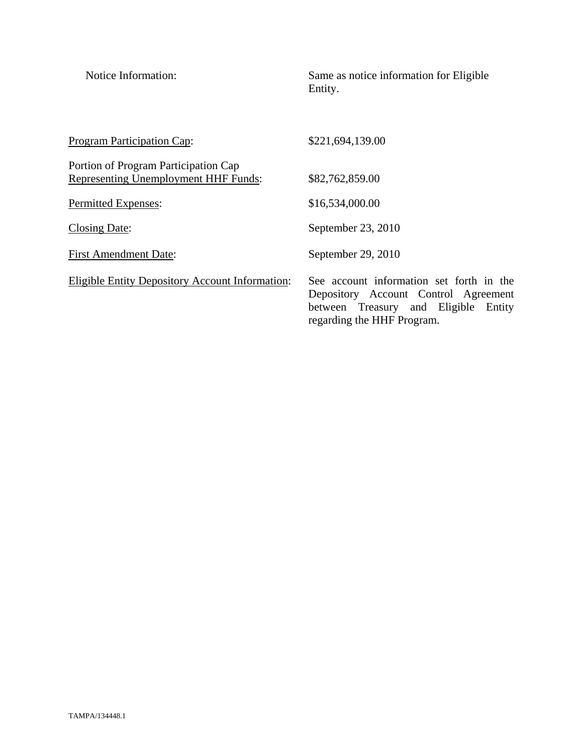| | |
|---|---|
| Notice Information: | Same as notice information for Eligible Entity. |
| Program Participation Cap: | $221,694,139.00 |
| Portion of Program Participation Cap Representing Unemployment HHF Funds: | $82,762,859.00 |
| Permitted Expenses: | $16,534,000.00 |
| Closing Date: | September 23, 2010 |
| First Amendment Date: | September 29, 2010 |
| Eligible Entity Depository Account Information: | See account information set forth in the Depository Account Control Agreement between Treasury and Eligible Entity regarding the HHF Program. |

TAMPA/134448.1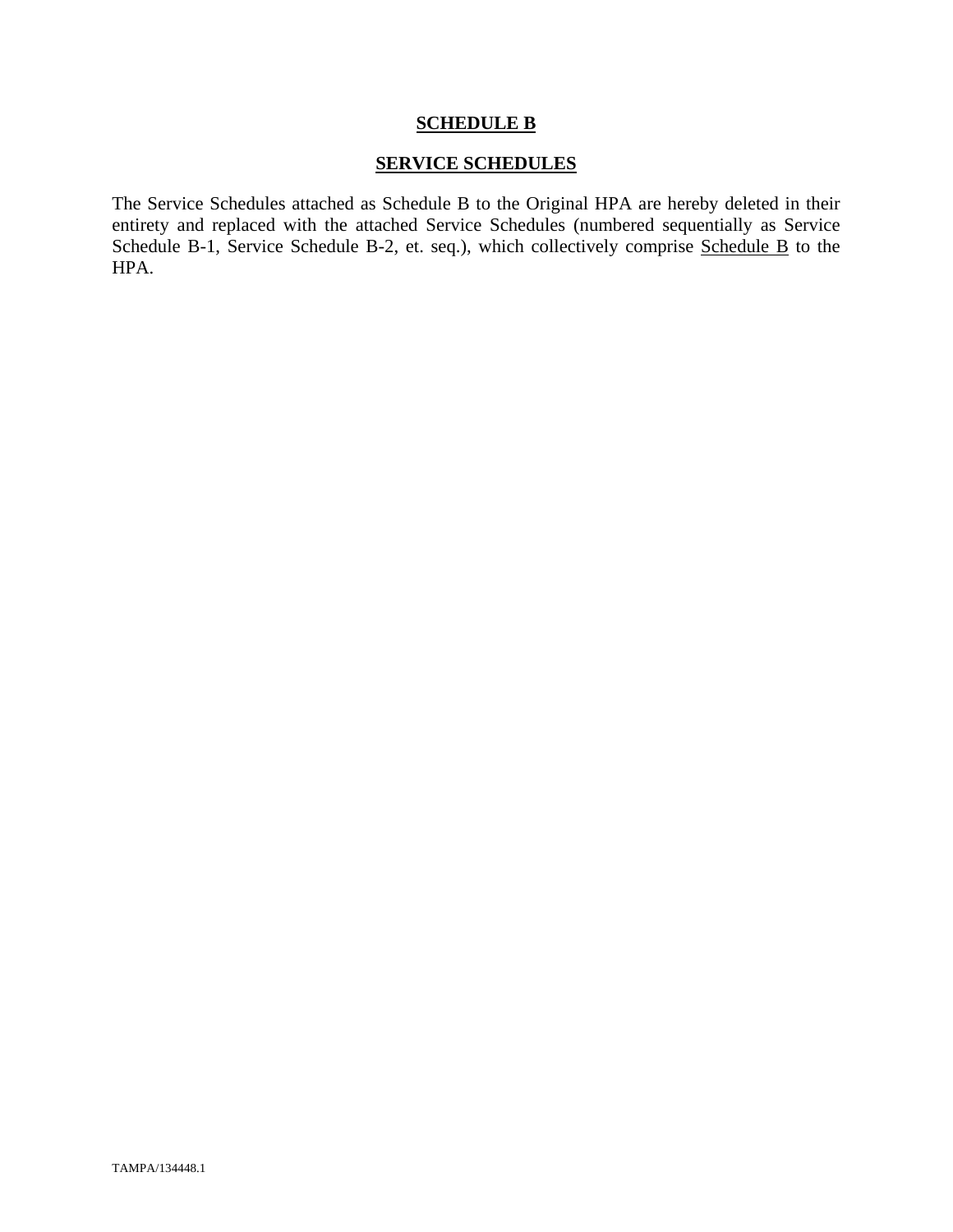# **SCHEDULE B**

## **SERVICE SCHEDULES**

The Service Schedules attached as Schedule B to the Original HPA are hereby deleted in their entirety and replaced with the attached Service Schedules (numbered sequentially as Service Schedule B-1, Service Schedule B-2, et. seq.), which collectively comprise Schedule B to the HPA.

TAMPA/134448.1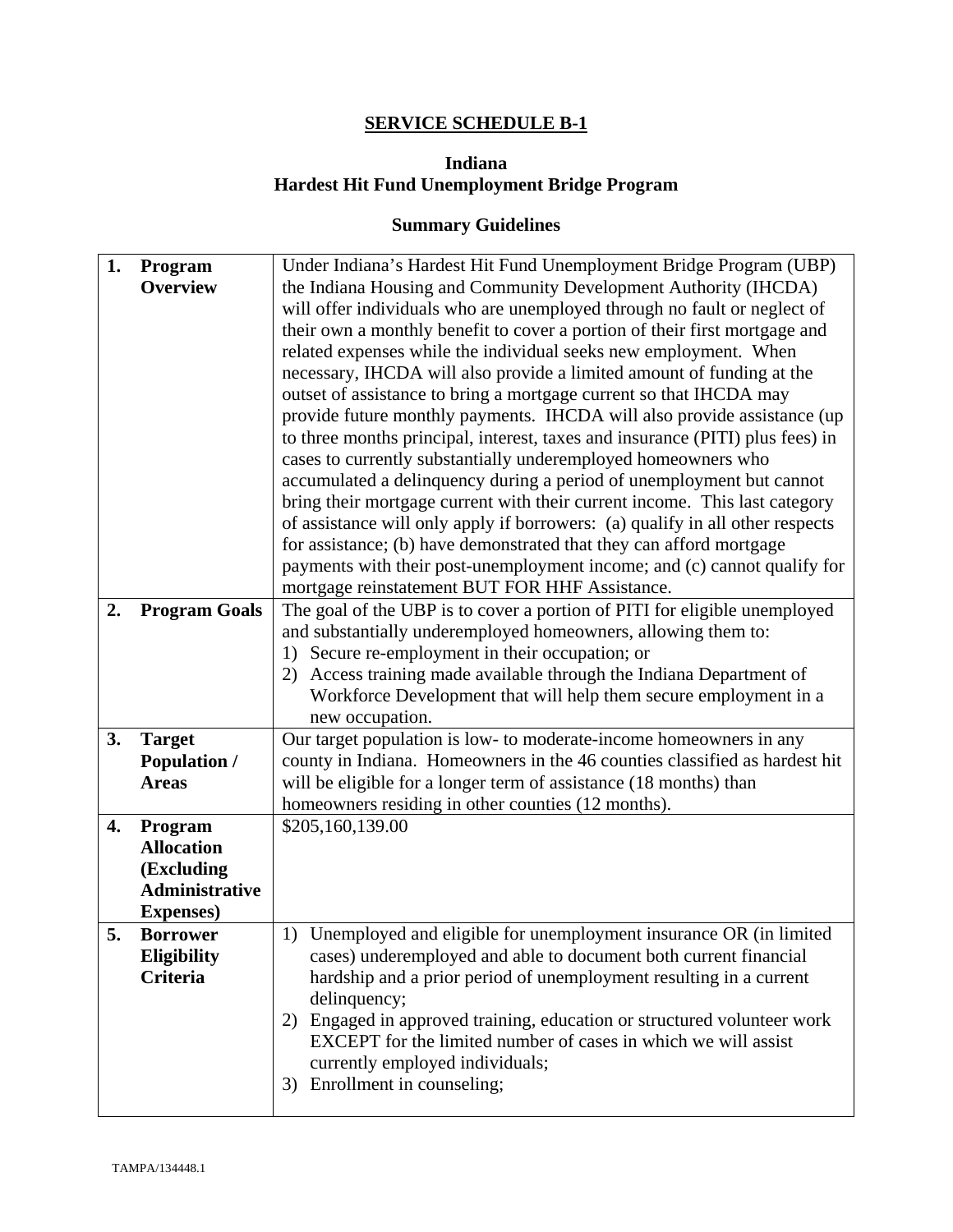# SERVICE SCHEDULE B-1

## Indiana
## Hardest Hit Fund Unemployment Bridge Program

### Summary Guidelines

| | | |
|---|---|---|
| **1.** | **Program Overview** | Under Indiana's Hardest Hit Fund Unemployment Bridge Program (UBP) the Indiana Housing and Community Development Authority (IHCDA) will offer individuals who are unemployed through no fault or neglect of their own a monthly benefit to cover a portion of their first mortgage and related expenses while the individual seeks new employment. When necessary, IHCDA will also provide a limited amount of funding at the outset of assistance to bring a mortgage current so that IHCDA may provide future monthly payments. IHCDA will also provide assistance (up to three months principal, interest, taxes and insurance (PITI) plus fees) in cases to currently substantially underemployed homeowners who accumulated a delinquency during a period of unemployment but cannot bring their mortgage current with their current income. This last category of assistance will only apply if borrowers: (a) qualify in all other respects for assistance; (b) have demonstrated that they can afford mortgage payments with their post-unemployment income; and (c) cannot qualify for mortgage reinstatement BUT FOR HHF Assistance. |
| **2.** | **Program Goals** | The goal of the UBP is to cover a portion of PITI for eligible unemployed and substantially underemployed homeowners, allowing them to:<br>1) Secure re-employment in their occupation; or<br>2) Access training made available through the Indiana Department of Workforce Development that will help them secure employment in a new occupation. |
| **3.** | **Target Population / Areas** | Our target population is low- to moderate-income homeowners in any county in Indiana. Homeowners in the 46 counties classified as hardest hit will be eligible for a longer term of assistance (18 months) than homeowners residing in other counties (12 months). |
| **4.** | **Program Allocation (Excluding Administrative Expenses)** | $205,160,139.00 |
| **5.** | **Borrower Eligibility Criteria** | 1) Unemployed and eligible for unemployment insurance OR (in limited cases) underemployed and able to document both current financial hardship and a prior period of unemployment resulting in a current delinquency;<br>2) Engaged in approved training, education or structured volunteer work EXCEPT for the limited number of cases in which we will assist currently employed individuals;<br>3) Enrollment in counseling; |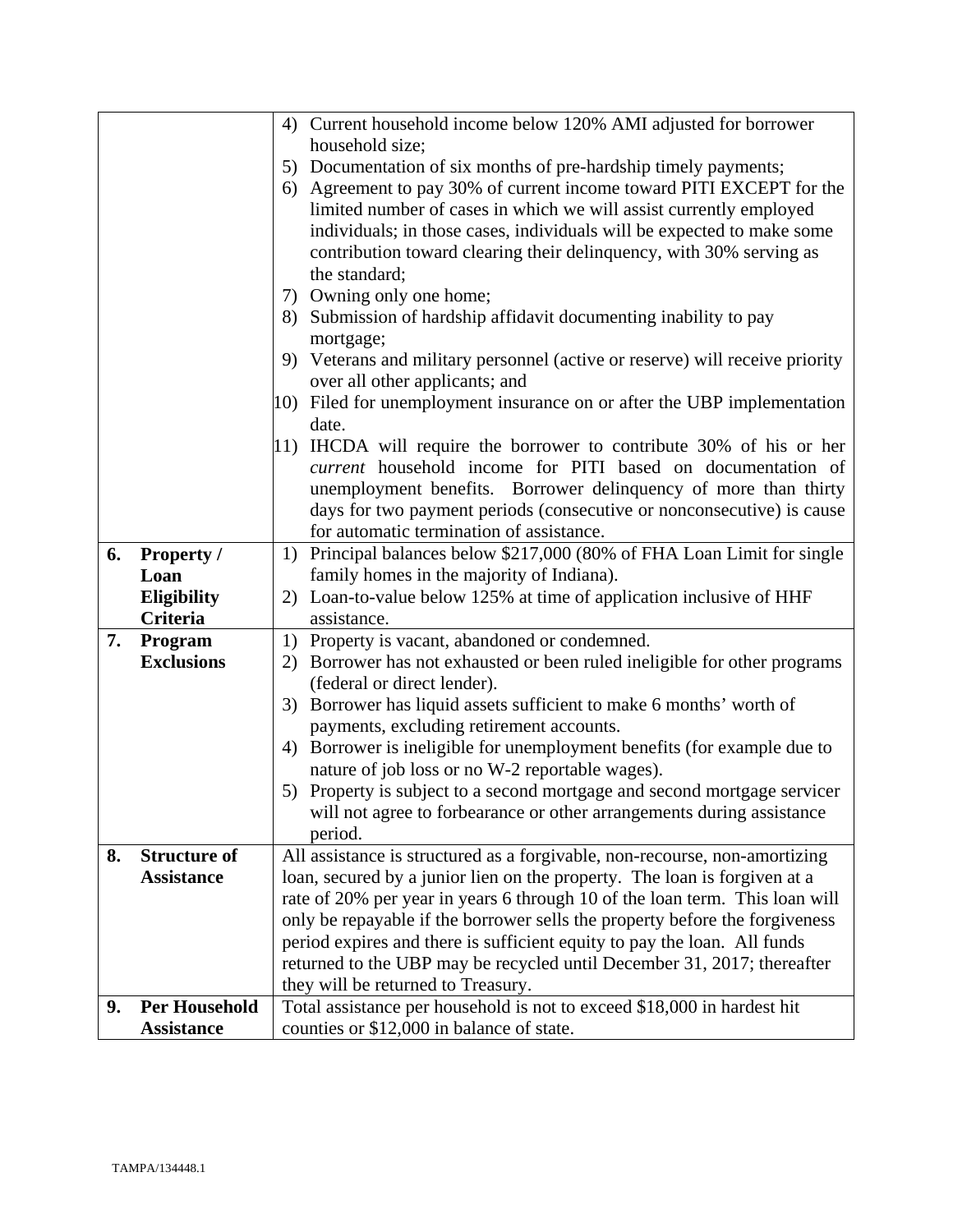| | | |
|---|---|---|
| | | 4) Current household income below 120% AMI adjusted for borrower household size;<br>5) Documentation of six months of pre-hardship timely payments;<br>6) Agreement to pay 30% of current income toward PITI EXCEPT for the limited number of cases in which we will assist currently employed individuals; in those cases, individuals will be expected to make some contribution toward clearing their delinquency, with 30% serving as the standard;<br>7) Owning only one home;<br>8) Submission of hardship affidavit documenting inability to pay mortgage;<br>9) Veterans and military personnel (active or reserve) will receive priority over all other applicants; and<br>10) Filed for unemployment insurance on or after the UBP implementation date.<br>11) IHCDA will require the borrower to contribute 30% of his or her *current* household income for PITI based on documentation of unemployment benefits. Borrower delinquency of more than thirty days for two payment periods (consecutive or nonconsecutive) is cause for automatic termination of assistance. |
| **6.** | **Property / Loan Eligibility Criteria** | 1) Principal balances below \$217,000 (80% of FHA Loan Limit for single family homes in the majority of Indiana).<br>2) Loan-to-value below 125% at time of application inclusive of HHF assistance. |
| **7.** | **Program Exclusions** | 1) Property is vacant, abandoned or condemned.<br>2) Borrower has not exhausted or been ruled ineligible for other programs (federal or direct lender).<br>3) Borrower has liquid assets sufficient to make 6 months' worth of payments, excluding retirement accounts.<br>4) Borrower is ineligible for unemployment benefits (for example due to nature of job loss or no W-2 reportable wages).<br>5) Property is subject to a second mortgage and second mortgage servicer will not agree to forbearance or other arrangements during assistance period. |
| **8.** | **Structure of Assistance** | All assistance is structured as a forgivable, non-recourse, non-amortizing loan, secured by a junior lien on the property. The loan is forgiven at a rate of 20% per year in years 6 through 10 of the loan term. This loan will only be repayable if the borrower sells the property before the forgiveness period expires and there is sufficient equity to pay the loan. All funds returned to the UBP may be recycled until December 31, 2017; thereafter they will be returned to Treasury. |
| **9.** | **Per Household Assistance** | Total assistance per household is not to exceed \$18,000 in hardest hit counties or \$12,000 in balance of state. |

TAMPA/134448.1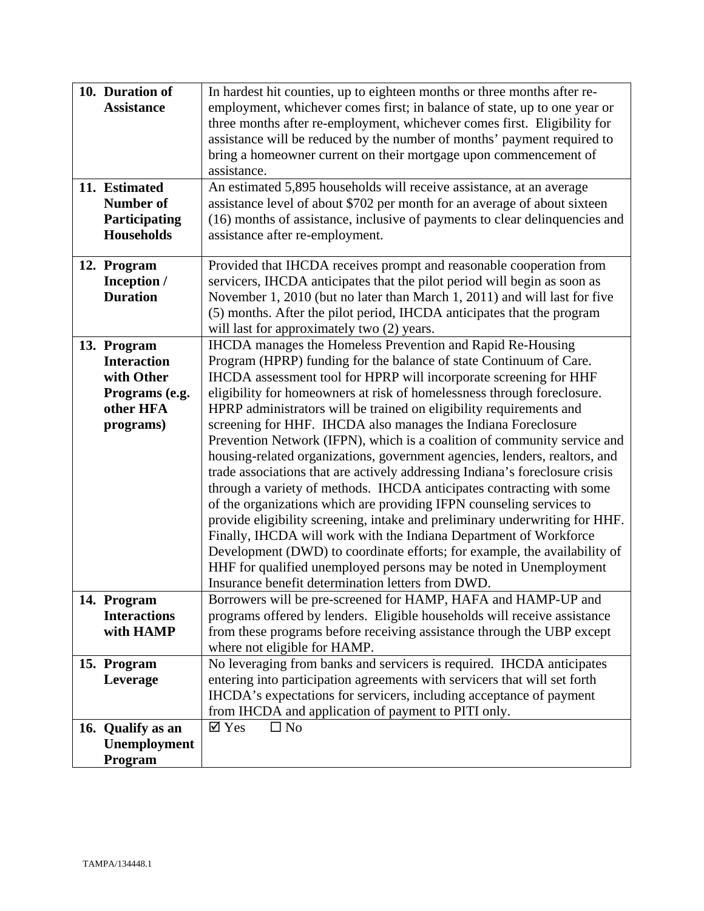| | |
|---|---|
| **10. Duration of Assistance** | In hardest hit counties, up to eighteen months or three months after re-employment, whichever comes first; in balance of state, up to one year or three months after re-employment, whichever comes first. Eligibility for assistance will be reduced by the number of months' payment required to bring a homeowner current on their mortgage upon commencement of assistance. |
| **11. Estimated Number of Participating Households** | An estimated 5,895 households will receive assistance, at an average assistance level of about $702 per month for an average of about sixteen (16) months of assistance, inclusive of payments to clear delinquencies and assistance after re-employment. |
| **12. Program Inception / Duration** | Provided that IHCDA receives prompt and reasonable cooperation from servicers, IHCDA anticipates that the pilot period will begin as soon as November 1, 2010 (but no later than March 1, 2011) and will last for five (5) months. After the pilot period, IHCDA anticipates that the program will last for approximately two (2) years. |
| **13. Program Interaction with Other Programs (e.g. other HFA programs)** | IHCDA manages the Homeless Prevention and Rapid Re-Housing Program (HPRP) funding for the balance of state Continuum of Care. IHCDA assessment tool for HPRP will incorporate screening for HHF eligibility for homeowners at risk of homelessness through foreclosure. HPRP administrators will be trained on eligibility requirements and screening for HHF. IHCDA also manages the Indiana Foreclosure Prevention Network (IFPN), which is a coalition of community service and housing-related organizations, government agencies, lenders, realtors, and trade associations that are actively addressing Indiana's foreclosure crisis through a variety of methods. IHCDA anticipates contracting with some of the organizations which are providing IFPN counseling services to provide eligibility screening, intake and preliminary underwriting for HHF. Finally, IHCDA will work with the Indiana Department of Workforce Development (DWD) to coordinate efforts; for example, the availability of HHF for qualified unemployed persons may be noted in Unemployment Insurance benefit determination letters from DWD. |
| **14. Program Interactions with HAMP** | Borrowers will be pre-screened for HAMP, HAFA and HAMP-UP and programs offered by lenders. Eligible households will receive assistance from these programs before receiving assistance through the UBP except where not eligible for HAMP. |
| **15. Program Leverage** | No leveraging from banks and servicers is required. IHCDA anticipates entering into participation agreements with servicers that will set forth IHCDA's expectations for servicers, including acceptance of payment from IHCDA and application of payment to PITI only. |
| **16. Qualify as an Unemployment Program** | ☑ Yes ☐ No |